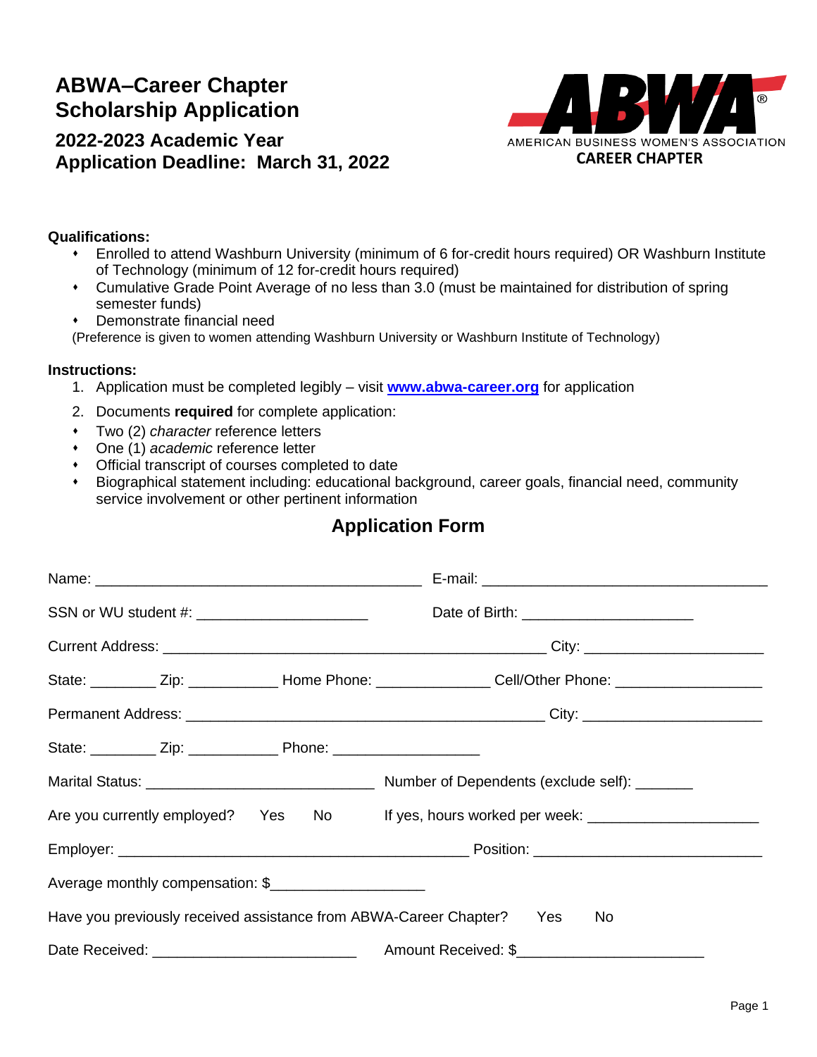# ABWA–Career Chapter Scholarship Application

## 2022-2023 Academic Year
## Application Deadline: March 31, 2022

ABWA®
AMERICAN BUSINESS WOMEN'S ASSOCIATION
CAREER CHAPTER

**Qualifications:**

- Enrolled to attend Washburn University (minimum of 6 for-credit hours required) OR Washburn Institute of Technology (minimum of 12 for-credit hours required)
- Cumulative Grade Point Average of no less than 3.0 (must be maintained for distribution of spring semester funds)
- Demonstrate financial need

(Preference is given to women attending Washburn University or Washburn Institute of Technology)

**Instructions:**

1. Application must be completed legibly – visit **www.abwa-career.org** for application
2. Documents **required** for complete application:

- Two (2) *character* reference letters
- One (1) *academic* reference letter
- Official transcript of courses completed to date
- Biographical statement including: educational background, career goals, financial need, community service involvement or other pertinent information

## Application Form

Name: ________________________________________ E-mail: ___________________________________

SSN or WU student #: _____________________ Date of Birth: _____________________

Current Address: _______________________________________________ City: ______________________

State: ________ Zip: ___________ Home Phone: ______________ Cell/Other Phone: __________________

Permanent Address: ____________________________________________ City: ______________________

State: ________ Zip: ___________ Phone: __________________

Marital Status: ____________________________ Number of Dependents (exclude self): _______

Are you currently employed? Yes No If yes, hours worked per week: _____________________

Employer: ___________________________________________ Position: ____________________________

Average monthly compensation: $___________________

Have you previously received assistance from ABWA-Career Chapter? Yes No

Date Received: _________________________ Amount Received: $_______________________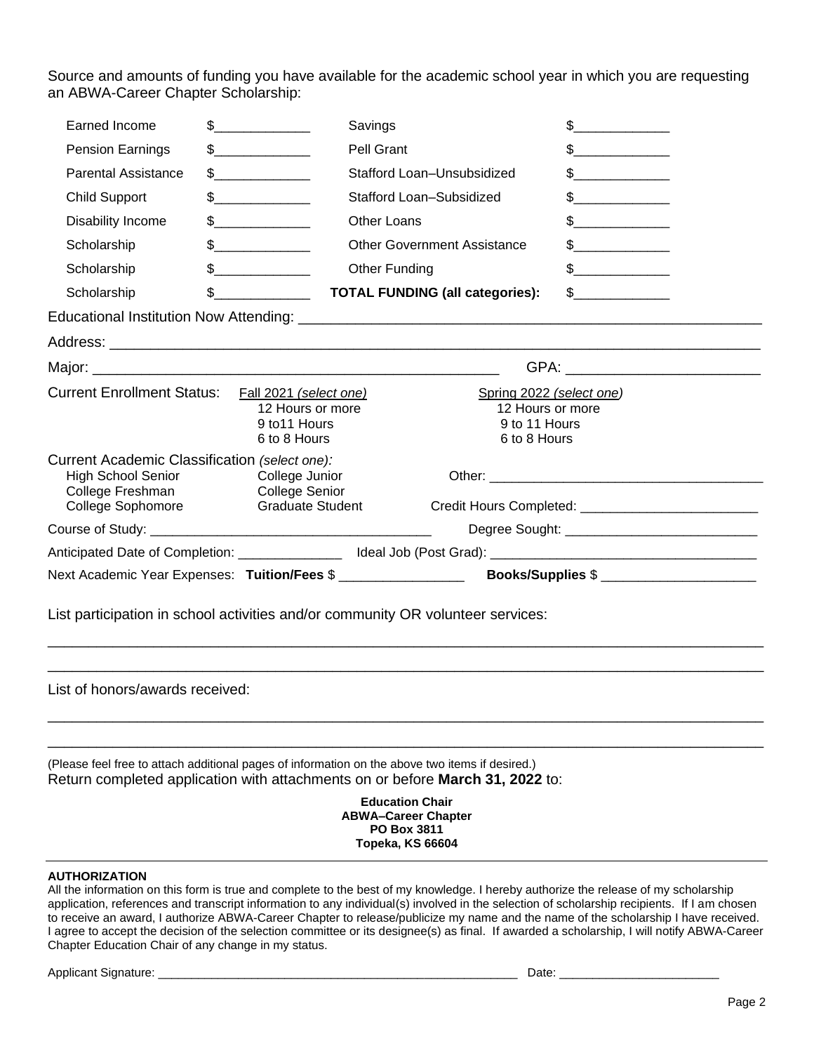Source and amounts of funding you have available for the academic school year in which you are requesting an ABWA-Career Chapter Scholarship:

| | | | |
|---|---|---|---|
| Earned Income | $_____________ | Savings | $_____________ |
| Pension Earnings | $_____________ | Pell Grant | $_____________ |
| Parental Assistance | $_____________ | Stafford Loan–Unsubsidized | $_____________ |
| Child Support | $_____________ | Stafford Loan–Subsidized | $_____________ |
| Disability Income | $_____________ | Other Loans | $_____________ |
| Scholarship | $_____________ | Other Government Assistance | $_____________ |
| Scholarship | $_____________ | Other Funding | $_____________ |
| Scholarship | $_____________ | **TOTAL FUNDING (all categories):** | $_____________ |

Educational Institution Now Attending: ____________________________________________________________

Address: ______________________________________________________________________________

Major: ___________________________________________________ GPA: ________________________

Current Enrollment Status:

Fall 2021 *(select one)*
- 12 Hours or more
- 9 to11 Hours
- 6 to 8 Hours

Spring 2022 *(select one)*
- 12 Hours or more
- 9 to 11 Hours
- 6 to 8 Hours

Current Academic Classification *(select one)*:
- High School Senior
- College Freshman
- College Sophomore
- College Junior
- College Senior
- Graduate Student

Other: _____________________________________

Credit Hours Completed: ________________________

Course of Study: ______________________________________ Degree Sought: __________________________

Anticipated Date of Completion: ______________ Ideal Job (Post Grad): ___________________________________

Next Academic Year Expenses: **Tuition/Fees** $ ________________ **Books/Supplies** $ _____________________

List participation in school activities and/or community OR volunteer services:

______________________________________________________________________________________

______________________________________________________________________________________

List of honors/awards received:

______________________________________________________________________________________

______________________________________________________________________________________

(Please feel free to attach additional pages of information on the above two items if desired.)

Return completed application with attachments on or before **March 31, 2022** to:

**Education Chair**
**ABWA–Career Chapter**
**PO Box 3811**
**Topeka, KS 66604**

**AUTHORIZATION**

All the information on this form is true and complete to the best of my knowledge. I hereby authorize the release of my scholarship application, references and transcript information to any individual(s) involved in the selection of scholarship recipients. If I am chosen to receive an award, I authorize ABWA-Career Chapter to release/publicize my name and the name of the scholarship I have received. I agree to accept the decision of the selection committee or its designee(s) as final. If awarded a scholarship, I will notify ABWA-Career Chapter Education Chair of any change in my status.

Applicant Signature: _______________________________________________________ Date: _______________________